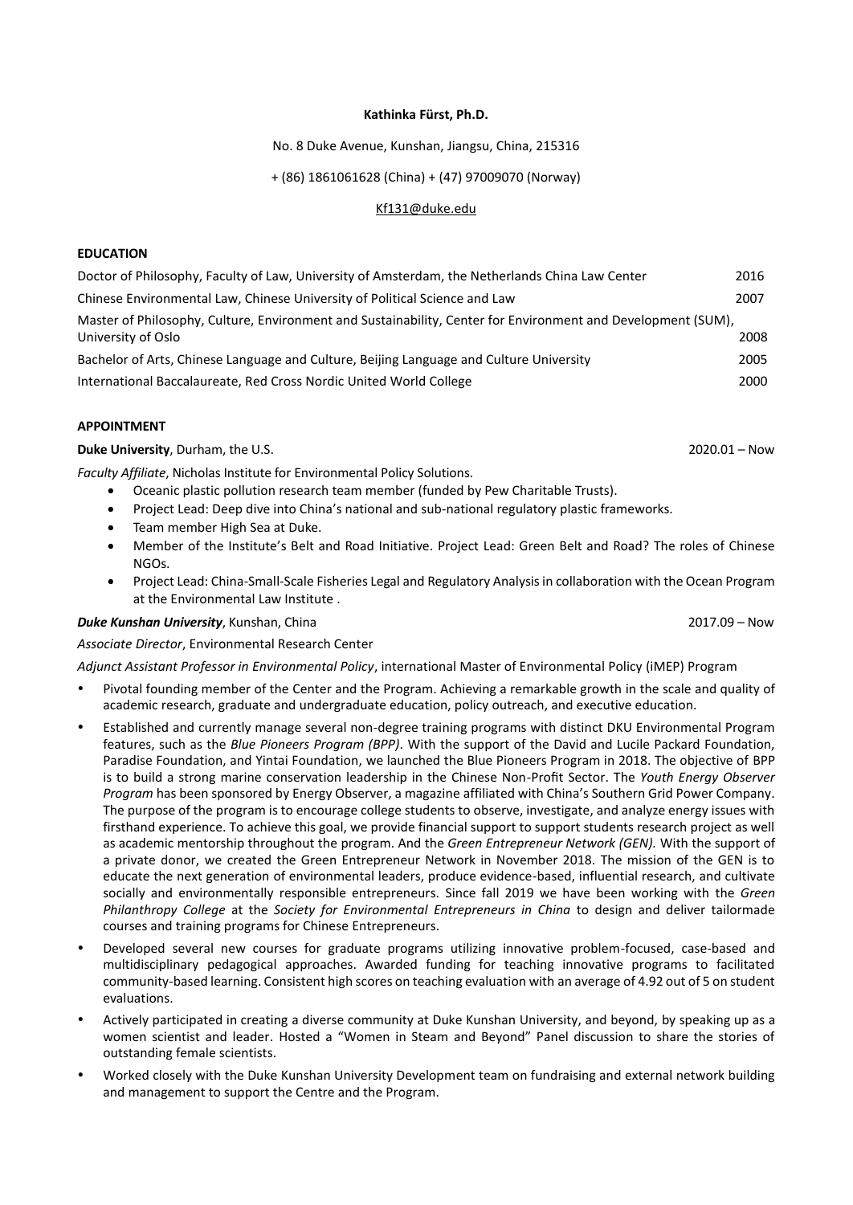**Kathinka Fürst, Ph.D.**

No. 8 Duke Avenue, Kunshan, Jiangsu, China, 215316

+ (86) 1861061628 (China) + (47) 97009070 (Norway)

Kf131@duke.edu

## EDUCATION

| | |
|---|---|
| Doctor of Philosophy, Faculty of Law, University of Amsterdam, the Netherlands China Law Center | 2016 |
| Chinese Environmental Law, Chinese University of Political Science and Law | 2007 |
| Master of Philosophy, Culture, Environment and Sustainability, Center for Environment and Development (SUM), University of Oslo | 2008 |
| Bachelor of Arts, Chinese Language and Culture, Beijing Language and Culture University | 2005 |
| International Baccalaureate, Red Cross Nordic United World College | 2000 |

## APPOINTMENT

**Duke University**, Durham, the U.S. 2020.01 – Now

*Faculty Affiliate*, Nicholas Institute for Environmental Policy Solutions.

- Oceanic plastic pollution research team member (funded by Pew Charitable Trusts).
- Project Lead: Deep dive into China's national and sub-national regulatory plastic frameworks.
- Team member High Sea at Duke.
- Member of the Institute's Belt and Road Initiative. Project Lead: Green Belt and Road? The roles of Chinese NGOs.
- Project Lead: China-Small-Scale Fisheries Legal and Regulatory Analysis in collaboration with the Ocean Program at the Environmental Law Institute .

***Duke Kunshan University***, Kunshan, China 2017.09 – Now

*Associate Director*, Environmental Research Center

*Adjunct Assistant Professor in Environmental Policy*, international Master of Environmental Policy (iMEP) Program

- Pivotal founding member of the Center and the Program. Achieving a remarkable growth in the scale and quality of academic research, graduate and undergraduate education, policy outreach, and executive education.
- Established and currently manage several non-degree training programs with distinct DKU Environmental Program features, such as the *Blue Pioneers Program (BPP)*. With the support of the David and Lucile Packard Foundation, Paradise Foundation, and Yintai Foundation, we launched the Blue Pioneers Program in 2018. The objective of BPP is to build a strong marine conservation leadership in the Chinese Non-Profit Sector. The *Youth Energy Observer Program* has been sponsored by Energy Observer, a magazine affiliated with China's Southern Grid Power Company. The purpose of the program is to encourage college students to observe, investigate, and analyze energy issues with firsthand experience. To achieve this goal, we provide financial support to support students research project as well as academic mentorship throughout the program. And the *Green Entrepreneur Network (GEN).* With the support of a private donor, we created the Green Entrepreneur Network in November 2018. The mission of the GEN is to educate the next generation of environmental leaders, produce evidence-based, influential research, and cultivate socially and environmentally responsible entrepreneurs. Since fall 2019 we have been working with the *Green Philanthropy College* at the *Society for Environmental Entrepreneurs in China* to design and deliver tailormade courses and training programs for Chinese Entrepreneurs.
- Developed several new courses for graduate programs utilizing innovative problem-focused, case-based and multidisciplinary pedagogical approaches. Awarded funding for teaching innovative programs to facilitated community-based learning. Consistent high scores on teaching evaluation with an average of 4.92 out of 5 on student evaluations.
- Actively participated in creating a diverse community at Duke Kunshan University, and beyond, by speaking up as a women scientist and leader. Hosted a "Women in Steam and Beyond" Panel discussion to share the stories of outstanding female scientists.
- Worked closely with the Duke Kunshan University Development team on fundraising and external network building and management to support the Centre and the Program.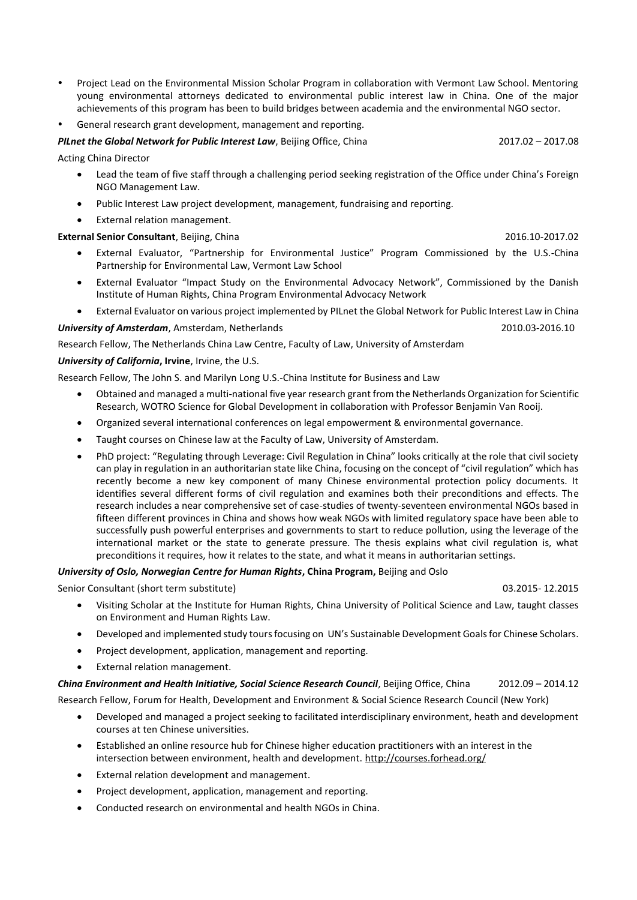- Project Lead on the Environmental Mission Scholar Program in collaboration with Vermont Law School. Mentoring young environmental attorneys dedicated to environmental public interest law in China. One of the major achievements of this program has been to build bridges between academia and the environmental NGO sector.
- General research grant development, management and reporting.

***PILnet the Global Network for Public Interest Law***, Beijing Office, China 2017.02 – 2017.08

Acting China Director

- Lead the team of five staff through a challenging period seeking registration of the Office under China's Foreign NGO Management Law.
- Public Interest Law project development, management, fundraising and reporting.
- External relation management.

**External Senior Consultant**, Beijing, China 2016.10-2017.02

- External Evaluator, "Partnership for Environmental Justice" Program Commissioned by the U.S.-China Partnership for Environmental Law, Vermont Law School
- External Evaluator "Impact Study on the Environmental Advocacy Network", Commissioned by the Danish Institute of Human Rights, China Program Environmental Advocacy Network
- External Evaluator on various project implemented by PILnet the Global Network for Public Interest Law in China

***University of Amsterdam***, Amsterdam, Netherlands 2010.03-2016.10

Research Fellow, The Netherlands China Law Centre, Faculty of Law, University of Amsterdam

***University of California*, Irvine**, Irvine, the U.S.

Research Fellow, The John S. and Marilyn Long U.S.-China Institute for Business and Law

- Obtained and managed a multi-national five year research grant from the Netherlands Organization for Scientific Research, WOTRO Science for Global Development in collaboration with Professor Benjamin Van Rooij.
- Organized several international conferences on legal empowerment & environmental governance.
- Taught courses on Chinese law at the Faculty of Law, University of Amsterdam.
- PhD project: "Regulating through Leverage: Civil Regulation in China" looks critically at the role that civil society can play in regulation in an authoritarian state like China, focusing on the concept of "civil regulation" which has recently become a new key component of many Chinese environmental protection policy documents. It identifies several different forms of civil regulation and examines both their preconditions and effects. The research includes a near comprehensive set of case-studies of twenty-seventeen environmental NGOs based in fifteen different provinces in China and shows how weak NGOs with limited regulatory space have been able to successfully push powerful enterprises and governments to start to reduce pollution, using the leverage of the international market or the state to generate pressure. The thesis explains what civil regulation is, what preconditions it requires, how it relates to the state, and what it means in authoritarian settings.

***University of Oslo, Norwegian Centre for Human Rights*, China Program,** Beijing and Oslo

Senior Consultant (short term substitute) 03.2015- 12.2015

- Visiting Scholar at the Institute for Human Rights, China University of Political Science and Law, taught classes on Environment and Human Rights Law.
- Developed and implemented study tours focusing on UN's Sustainable Development Goals for Chinese Scholars.
- Project development, application, management and reporting.
- External relation management.

***China Environment and Health Initiative, Social Science Research Council***, Beijing Office, China 2012.09 – 2014.12

Research Fellow, Forum for Health, Development and Environment & Social Science Research Council (New York)

- Developed and managed a project seeking to facilitated interdisciplinary environment, heath and development courses at ten Chinese universities.
- Established an online resource hub for Chinese higher education practitioners with an interest in the intersection between environment, health and development. http://courses.forhead.org/
- External relation development and management.
- Project development, application, management and reporting.
- Conducted research on environmental and health NGOs in China.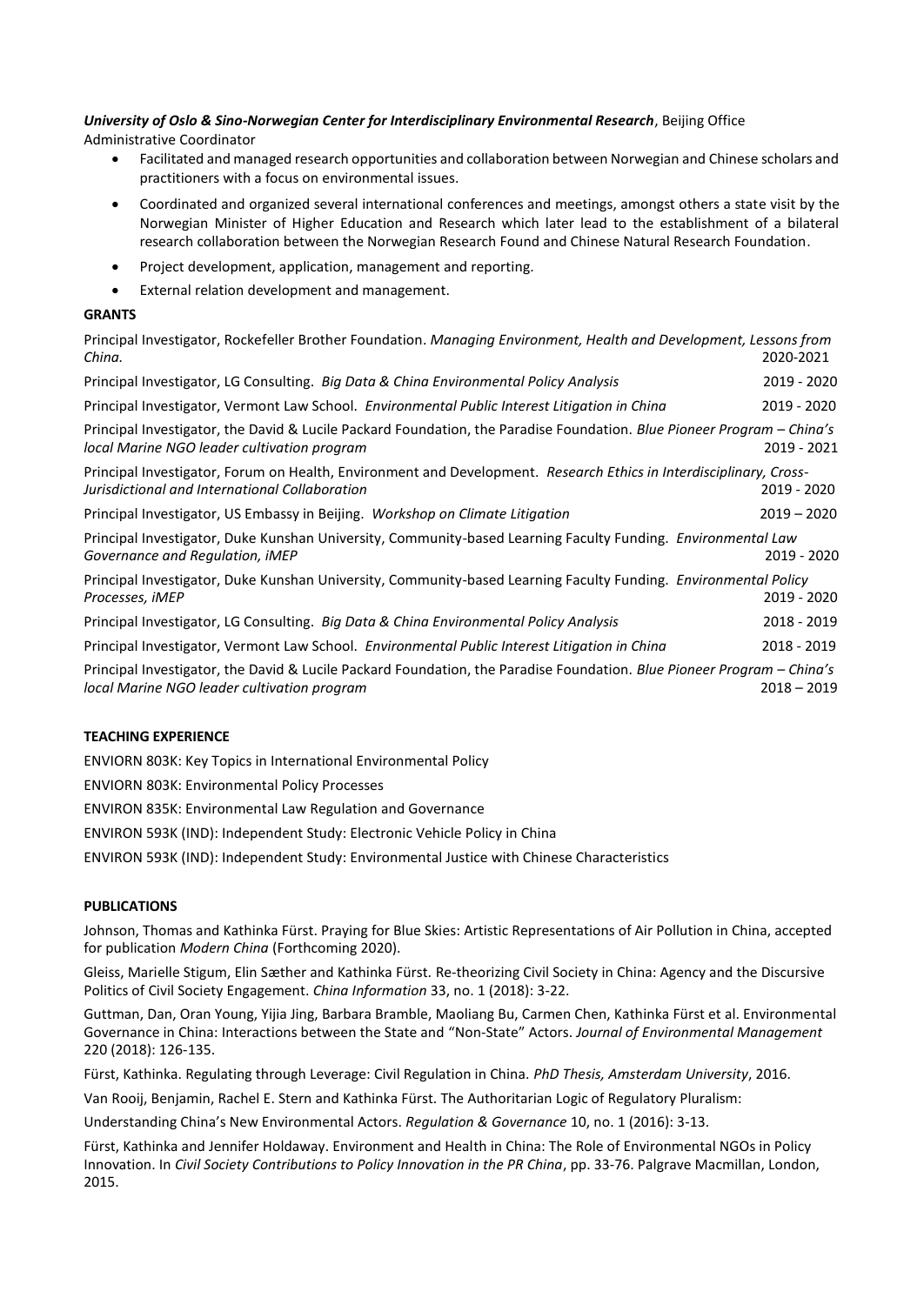***University of Oslo & Sino-Norwegian Center for Interdisciplinary Environmental Research***, Beijing Office
Administrative Coordinator

- Facilitated and managed research opportunities and collaboration between Norwegian and Chinese scholars and practitioners with a focus on environmental issues.
- Coordinated and organized several international conferences and meetings, amongst others a state visit by the Norwegian Minister of Higher Education and Research which later lead to the establishment of a bilateral research collaboration between the Norwegian Research Found and Chinese Natural Research Foundation.
- Project development, application, management and reporting.
- External relation development and management.

**GRANTS**

Principal Investigator, Rockefeller Brother Foundation. *Managing Environment, Health and Development, Lessons from China.* 2020-2021

Principal Investigator, LG Consulting. *Big Data & China Environmental Policy Analysis* 2019 - 2020

Principal Investigator, Vermont Law School. *Environmental Public Interest Litigation in China* 2019 - 2020

Principal Investigator, the David & Lucile Packard Foundation, the Paradise Foundation. *Blue Pioneer Program – China's local Marine NGO leader cultivation program* 2019 - 2021

Principal Investigator, Forum on Health, Environment and Development. *Research Ethics in Interdisciplinary, Cross-Jurisdictional and International Collaboration* 2019 - 2020

Principal Investigator, US Embassy in Beijing. *Workshop on Climate Litigation* 2019 – 2020

Principal Investigator, Duke Kunshan University, Community-based Learning Faculty Funding. *Environmental Law Governance and Regulation, iMEP* 2019 - 2020

Principal Investigator, Duke Kunshan University, Community-based Learning Faculty Funding. *Environmental Policy Processes, iMEP* 2019 - 2020

Principal Investigator, LG Consulting. *Big Data & China Environmental Policy Analysis* 2018 - 2019

Principal Investigator, Vermont Law School. *Environmental Public Interest Litigation in China* 2018 - 2019

Principal Investigator, the David & Lucile Packard Foundation, the Paradise Foundation. *Blue Pioneer Program – China's local Marine NGO leader cultivation program* 2018 – 2019

**TEACHING EXPERIENCE**

ENVIORN 803K: Key Topics in International Environmental Policy

ENVIORN 803K: Environmental Policy Processes

ENVIRON 835K: Environmental Law Regulation and Governance

ENVIRON 593K (IND): Independent Study: Electronic Vehicle Policy in China

ENVIRON 593K (IND): Independent Study: Environmental Justice with Chinese Characteristics

**PUBLICATIONS**

Johnson, Thomas and Kathinka Fürst. Praying for Blue Skies: Artistic Representations of Air Pollution in China, accepted for publication *Modern China* (Forthcoming 2020).

Gleiss, Marielle Stigum, Elin Sæther and Kathinka Fürst. Re-theorizing Civil Society in China: Agency and the Discursive Politics of Civil Society Engagement. *China Information* 33, no. 1 (2018): 3-22.

Guttman, Dan, Oran Young, Yijia Jing, Barbara Bramble, Maoliang Bu, Carmen Chen, Kathinka Fürst et al. Environmental Governance in China: Interactions between the State and "Non-State" Actors. *Journal of Environmental Management* 220 (2018): 126-135.

Fürst, Kathinka. Regulating through Leverage: Civil Regulation in China. *PhD Thesis, Amsterdam University*, 2016.

Van Rooij, Benjamin, Rachel E. Stern and Kathinka Fürst. The Authoritarian Logic of Regulatory Pluralism:

Understanding China's New Environmental Actors. *Regulation & Governance* 10, no. 1 (2016): 3-13.

Fürst, Kathinka and Jennifer Holdaway. Environment and Health in China: The Role of Environmental NGOs in Policy Innovation. In *Civil Society Contributions to Policy Innovation in the PR China*, pp. 33-76. Palgrave Macmillan, London, 2015.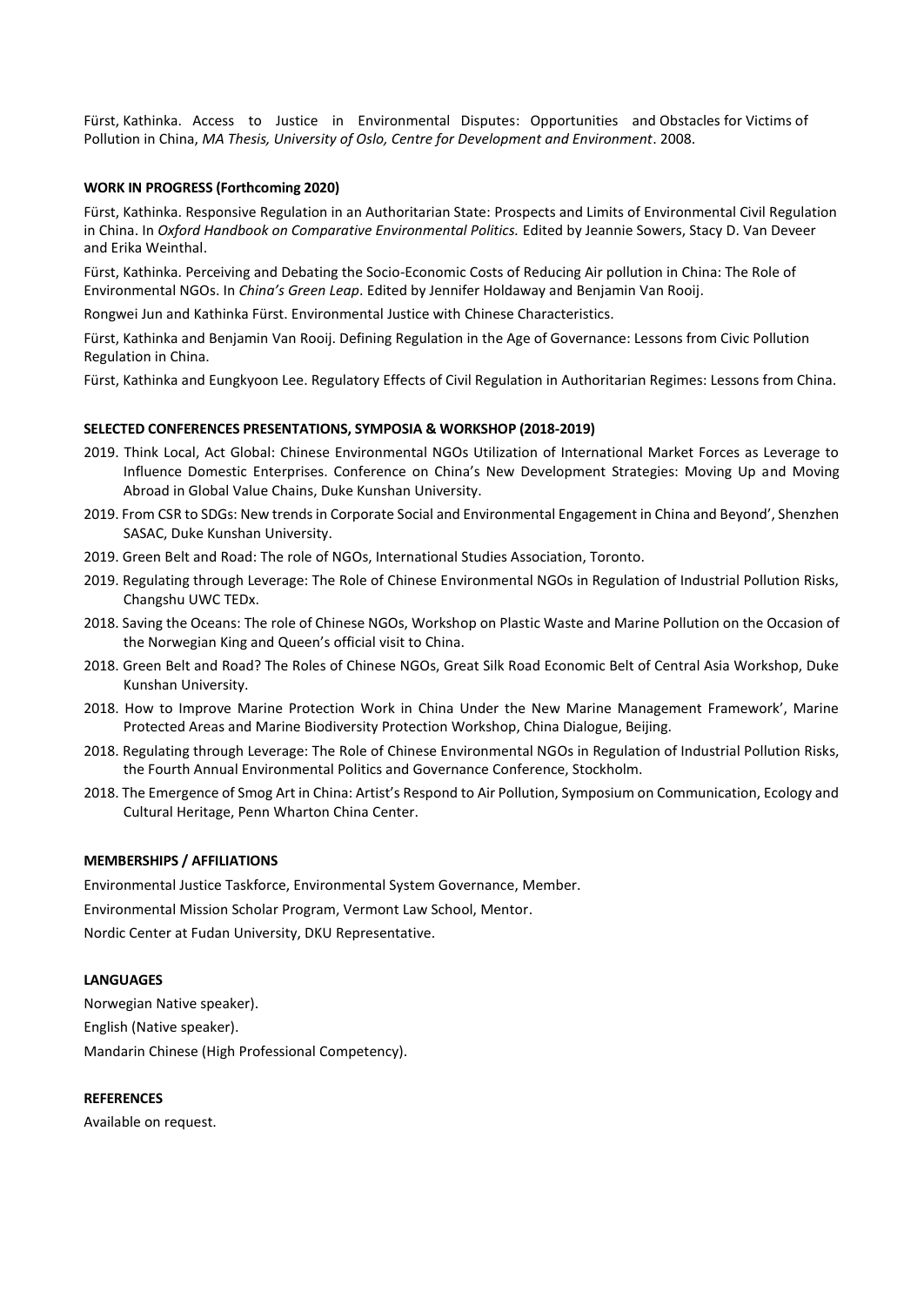Fürst, Kathinka. Access to Justice in Environmental Disputes: Opportunities and Obstacles for Victims of Pollution in China, *MA Thesis, University of Oslo, Centre for Development and Environment*. 2008.

**WORK IN PROGRESS (Forthcoming 2020)**

Fürst, Kathinka. Responsive Regulation in an Authoritarian State: Prospects and Limits of Environmental Civil Regulation in China. In *Oxford Handbook on Comparative Environmental Politics.* Edited by Jeannie Sowers, Stacy D. Van Deveer and Erika Weinthal.

Fürst, Kathinka. Perceiving and Debating the Socio-Economic Costs of Reducing Air pollution in China: The Role of Environmental NGOs. In *China's Green Leap*. Edited by Jennifer Holdaway and Benjamin Van Rooij.

Rongwei Jun and Kathinka Fürst. Environmental Justice with Chinese Characteristics.

Fürst, Kathinka and Benjamin Van Rooij. Defining Regulation in the Age of Governance: Lessons from Civic Pollution Regulation in China.

Fürst, Kathinka and Eungkyoon Lee. Regulatory Effects of Civil Regulation in Authoritarian Regimes: Lessons from China.

**SELECTED CONFERENCES PRESENTATIONS, SYMPOSIA & WORKSHOP (2018-2019)**

- 2019. Think Local, Act Global: Chinese Environmental NGOs Utilization of International Market Forces as Leverage to Influence Domestic Enterprises. Conference on China's New Development Strategies: Moving Up and Moving Abroad in Global Value Chains, Duke Kunshan University.
- 2019. From CSR to SDGs: New trends in Corporate Social and Environmental Engagement in China and Beyond', Shenzhen SASAC, Duke Kunshan University.
- 2019. Green Belt and Road: The role of NGOs, International Studies Association, Toronto.
- 2019. Regulating through Leverage: The Role of Chinese Environmental NGOs in Regulation of Industrial Pollution Risks, Changshu UWC TEDx.
- 2018. Saving the Oceans: The role of Chinese NGOs, Workshop on Plastic Waste and Marine Pollution on the Occasion of the Norwegian King and Queen's official visit to China.
- 2018. Green Belt and Road? The Roles of Chinese NGOs, Great Silk Road Economic Belt of Central Asia Workshop, Duke Kunshan University.
- 2018. How to Improve Marine Protection Work in China Under the New Marine Management Framework', Marine Protected Areas and Marine Biodiversity Protection Workshop, China Dialogue, Beijing.
- 2018. Regulating through Leverage: The Role of Chinese Environmental NGOs in Regulation of Industrial Pollution Risks, the Fourth Annual Environmental Politics and Governance Conference, Stockholm.
- 2018. The Emergence of Smog Art in China: Artist's Respond to Air Pollution, Symposium on Communication, Ecology and Cultural Heritage, Penn Wharton China Center.

**MEMBERSHIPS / AFFILIATIONS**

Environmental Justice Taskforce, Environmental System Governance, Member.

Environmental Mission Scholar Program, Vermont Law School, Mentor.

Nordic Center at Fudan University, DKU Representative.

**LANGUAGES**

Norwegian Native speaker).

English (Native speaker).

Mandarin Chinese (High Professional Competency).

**REFERENCES**

Available on request.